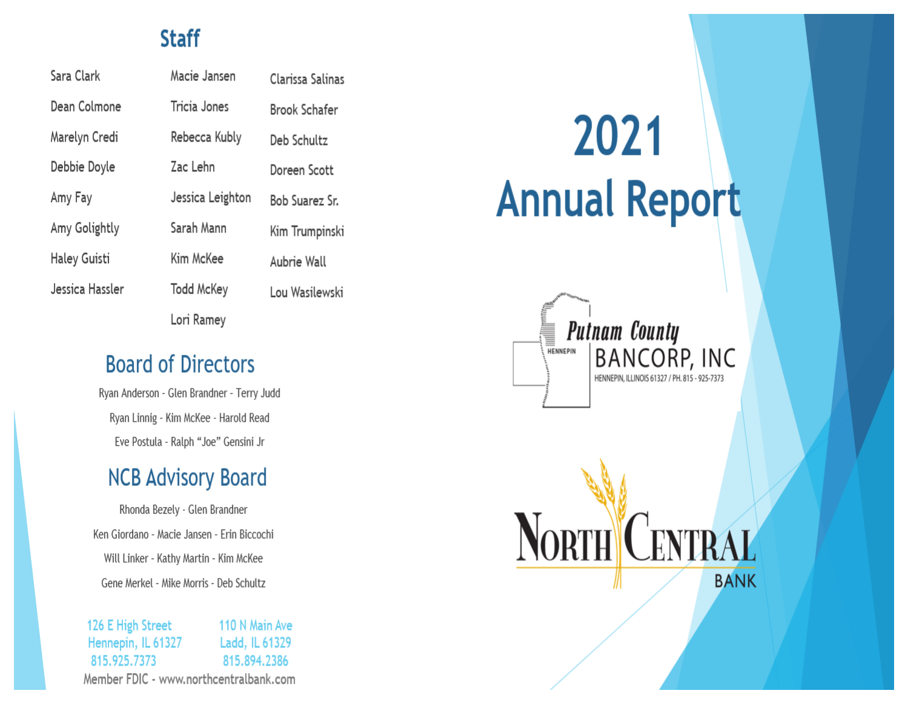## Staff

Sara Clark
Dean Colmone
Marelyn Credi
Debbie Doyle
Amy Fay
Amy Golightly
Haley Guisti
Jessica Hassler
Macie Jansen
Tricia Jones
Rebecca Kubly
Zac Lehn
Jessica Leighton
Sarah Mann
Kim McKee
Todd McKey
Lori Ramey
Clarissa Salinas
Brook Schafer
Deb Schultz
Doreen Scott
Bob Suarez Sr.
Kim Trumpinski
Aubrie Wall
Lou Wasilewski

## Board of Directors

Ryan Anderson - Glen Brandner - Terry Judd

Ryan Linnig - Kim McKee - Harold Read

Eve Postula - Ralph "Joe" Gensini Jr

## NCB Advisory Board

Rhonda Bezely - Glen Brandner

Ken Giordano - Macie Jansen - Erin Biccochi

Will Linker - Kathy Martin - Kim McKee

Gene Merkel - Mike Morris - Deb Schultz

126 E High Street
Hennepin, IL 61327
815.925.7373

110 N Main Ave
Ladd, IL 61329
815.894.2386

Member FDIC - www.northcentralbank.com

# 2021 Annual Report

Putnam County BANCORP, INC
HENNEPIN
HENNEPIN, ILLINOIS 61327 / PH. 815 - 925-7373

NORTH CENTRAL BANK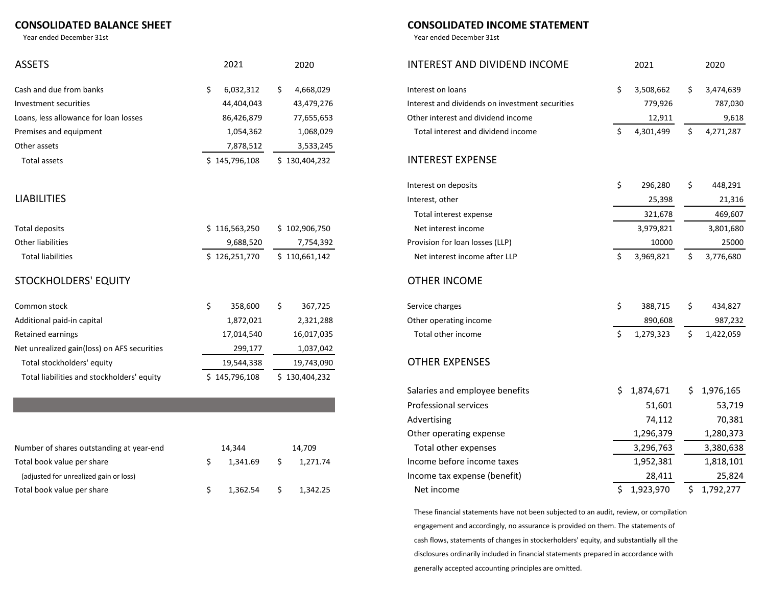## CONSOLIDATED BALANCE SHEET

Year ended December 31st

| ASSETS | 2021 | 2020 |
| --- | --- | --- |
| Cash and due from banks | $ 6,032,312 | $ 4,668,029 |
| Investment securities | 44,404,043 | 43,479,276 |
| Loans, less allowance for loan losses | 86,426,879 | 77,655,653 |
| Premises and equipment | 1,054,362 | 1,068,029 |
| Other assets | 7,878,512 | 3,533,245 |
| Total assets | $ 145,796,108 | $ 130,404,232 |

| LIABILITIES | 2021 | 2020 |
| --- | --- | --- |
| Total deposits | $ 116,563,250 | $ 102,906,750 |
| Other liabilities | 9,688,520 | 7,754,392 |
| Total liabilities | $ 126,251,770 | $ 110,661,142 |

| STOCKHOLDERS' EQUITY | 2021 | 2020 |
| --- | --- | --- |
| Common stock | $ 358,600 | $ 367,725 |
| Additional paid-in capital | 1,872,021 | 2,321,288 |
| Retained earnings | 17,014,540 | 16,017,035 |
| Net unrealized gain(loss) on AFS securities | 299,177 | 1,037,042 |
| Total stockholders' equity | 19,544,338 | 19,743,090 |
| Total liabilities and stockholders' equity | $ 145,796,108 | $ 130,404,232 |

| | 2021 | 2020 |
| --- | --- | --- |
| Number of shares outstanding at year-end | 14,344 | 14,709 |
| Total book value per share | $ 1,341.69 | $ 1,271.74 |
| (adjusted for unrealized gain or loss) | | |
| Total book value per share | $ 1,362.54 | $ 1,342.25 |

## CONSOLIDATED INCOME STATEMENT

Year ended December 31st

| INTEREST AND DIVIDEND INCOME | 2021 | 2020 |
| --- | --- | --- |
| Interest on loans | $ 3,508,662 | $ 3,474,639 |
| Interest and dividends on investment securities | 779,926 | 787,030 |
| Other interest and dividend income | 12,911 | 9,618 |
| Total interest and dividend income | $ 4,301,499 | $ 4,271,287 |

| INTEREST EXPENSE | 2021 | 2020 |
| --- | --- | --- |
| Interest on deposits | $ 296,280 | $ 448,291 |
| Interest, other | 25,398 | 21,316 |
| Total interest expense | 321,678 | 469,607 |
| Net interest income | 3,979,821 | 3,801,680 |
| Provision for loan losses (LLP) | 10000 | 25000 |
| Net interest income after LLP | $ 3,969,821 | $ 3,776,680 |

| OTHER INCOME | 2021 | 2020 |
| --- | --- | --- |
| Service charges | $ 388,715 | $ 434,827 |
| Other operating income | 890,608 | 987,232 |
| Total other income | $ 1,279,323 | $ 1,422,059 |

| OTHER EXPENSES | 2021 | 2020 |
| --- | --- | --- |
| Salaries and employee benefits | $ 1,874,671 | $ 1,976,165 |
| Professional services | 51,601 | 53,719 |
| Advertising | 74,112 | 70,381 |
| Other operating expense | 1,296,379 | 1,280,373 |
| Total other expenses | 3,296,763 | 3,380,638 |
| Income before income taxes | 1,952,381 | 1,818,101 |
| Income tax expense (benefit) | 28,411 | 25,824 |
| Net income | $ 1,923,970 | $ 1,792,277 |

These financial statements have not been subjected to an audit, review, or compilation engagement and accordingly, no assurance is provided on them. The statements of cash flows, statements of changes in stockerholders' equity, and substantially all the disclosures ordinarily included in financial statements prepared in accordance with generally accepted accounting principles are omitted.